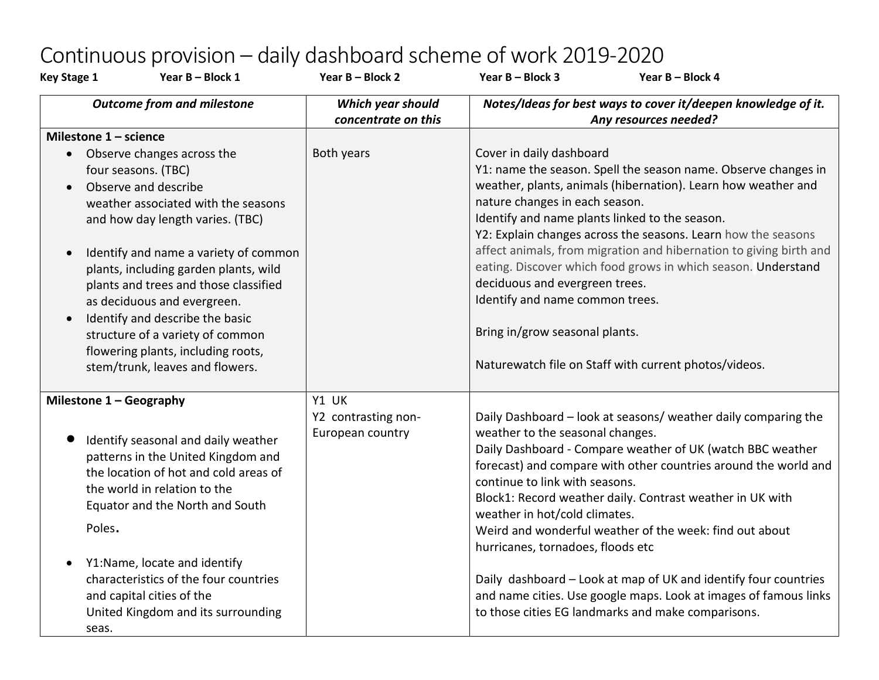# Continuous provision – daily dashboard scheme of work 2019-2020

**Key Stage 1** **Year B – Block 1** **Year B – Block 2** **Year B – Block 3** **Year B – Block 4**

| *Outcome from and milestone* | *Which year should concentrate on this* | *Notes/Ideas for best ways to cover it/deepen knowledge of it. Any resources needed?* |
|---|---|---|
| **Milestone 1 – science**<br>• Observe changes across the four seasons. (TBC)<br>• Observe and describe weather associated with the seasons and how day length varies. (TBC)<br><br>• Identify and name a variety of common plants, including garden plants, wild plants and trees and those classified as deciduous and evergreen.<br>• Identify and describe the basic structure of a variety of common flowering plants, including roots, stem/trunk, leaves and flowers. | Both years | Cover in daily dashboard<br>Y1: name the season. Spell the season name. Observe changes in weather, plants, animals (hibernation). Learn how weather and nature changes in each season.<br>Identify and name plants linked to the season.<br>Y2: Explain changes across the seasons. Learn how the seasons affect animals, from migration and hibernation to giving birth and eating. Discover which food grows in which season. Understand deciduous and evergreen trees.<br>Identify and name common trees.<br><br>Bring in/grow seasonal plants.<br><br>Naturewatch file on Staff with current photos/videos. |
| **Milestone 1 – Geography**<br><br>• Identify seasonal and daily weather patterns in the United Kingdom and the location of hot and cold areas of the world in relation to the Equator and the North and South Poles.<br><br>• Y1:Name, locate and identify characteristics of the four countries and capital cities of the United Kingdom and its surrounding seas. | Y1 UK<br>Y2 contrasting non-European country | Daily Dashboard – look at seasons/ weather daily comparing the weather to the seasonal changes.<br>Daily Dashboard - Compare weather of UK (watch BBC weather forecast) and compare with other countries around the world and continue to link with seasons.<br>Block1: Record weather daily. Contrast weather in UK with weather in hot/cold climates.<br>Weird and wonderful weather of the week: find out about hurricanes, tornadoes, floods etc<br><br>Daily dashboard – Look at map of UK and identify four countries and name cities. Use google maps. Look at images of famous links to those cities EG landmarks and make comparisons. |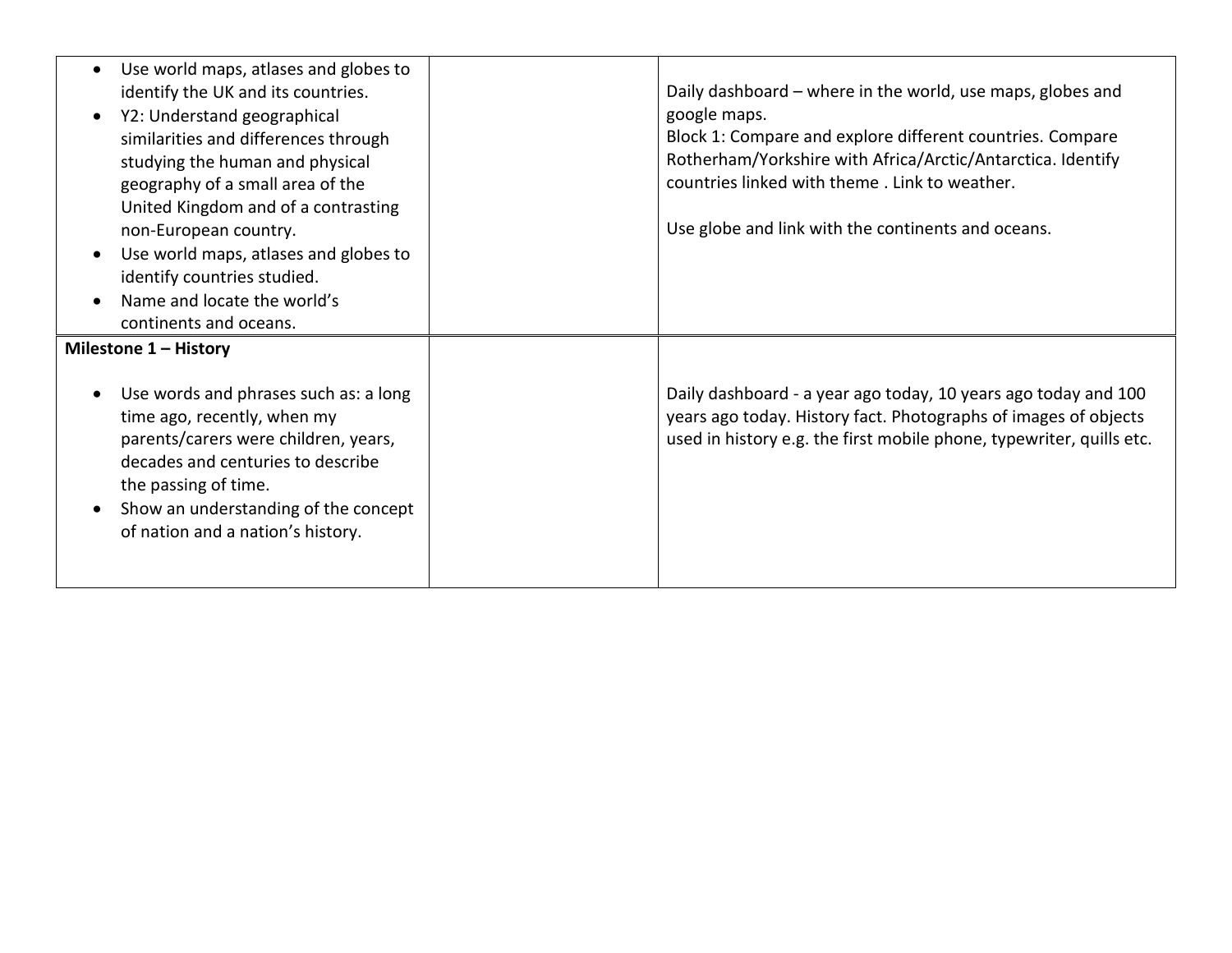| | | |
|---|---|---|
| • Use world maps, atlases and globes to identify the UK and its countries.<br>• Y2: Understand geographical similarities and differences through studying the human and physical geography of a small area of the United Kingdom and of a contrasting non-European country.<br>• Use world maps, atlases and globes to identify countries studied.<br>• Name and locate the world's continents and oceans. | | Daily dashboard – where in the world, use maps, globes and google maps.<br>Block 1: Compare and explore different countries. Compare Rotherham/Yorkshire with Africa/Arctic/Antarctica. Identify countries linked with theme . Link to weather.<br><br>Use globe and link with the continents and oceans. |
| **Milestone 1 – History**<br><br>• Use words and phrases such as: a long time ago, recently, when my parents/carers were children, years, decades and centuries to describe the passing of time.<br>• Show an understanding of the concept of nation and a nation's history. | | Daily dashboard - a year ago today, 10 years ago today and 100 years ago today. History fact. Photographs of images of objects used in history e.g. the first mobile phone, typewriter, quills etc. |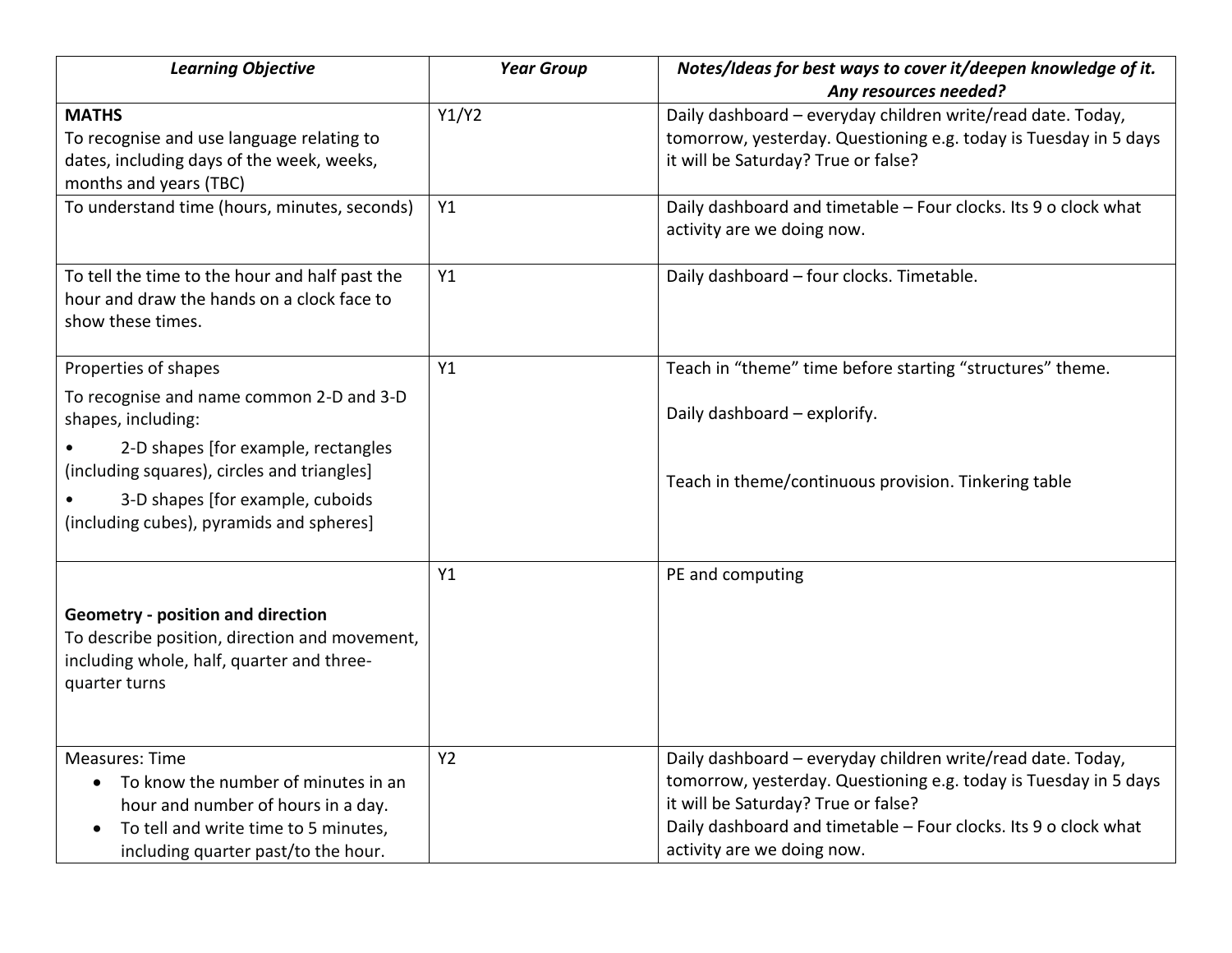| ***Learning Objective*** | ***Year Group*** | ***Notes/Ideas for best ways to cover it/deepen knowledge of it. Any resources needed?*** |
|---|---|---|
| **MATHS**<br>To recognise and use language relating to dates, including days of the week, weeks, months and years (TBC) | Y1/Y2 | Daily dashboard – everyday children write/read date. Today, tomorrow, yesterday. Questioning e.g. today is Tuesday in 5 days it will be Saturday? True or false? |
| To understand time (hours, minutes, seconds) | Y1 | Daily dashboard and timetable – Four clocks. Its 9 o clock what activity are we doing now. |
| To tell the time to the hour and half past the hour and draw the hands on a clock face to show these times. | Y1 | Daily dashboard – four clocks. Timetable. |
| Properties of shapes<br>To recognise and name common 2-D and 3-D shapes, including:<br>• 2-D shapes [for example, rectangles (including squares), circles and triangles]<br>• 3-D shapes [for example, cuboids (including cubes), pyramids and spheres] | Y1 | Teach in "theme" time before starting "structures" theme.<br>Daily dashboard – explorify.<br>Teach in theme/continuous provision. Tinkering table |
| **Geometry - position and direction**<br>To describe position, direction and movement, including whole, half, quarter and three-quarter turns | Y1 | PE and computing |
| Measures: Time<br>• To know the number of minutes in an hour and number of hours in a day.<br>• To tell and write time to 5 minutes, including quarter past/to the hour. | Y2 | Daily dashboard – everyday children write/read date. Today, tomorrow, yesterday. Questioning e.g. today is Tuesday in 5 days it will be Saturday? True or false?<br>Daily dashboard and timetable – Four clocks. Its 9 o clock what activity are we doing now. |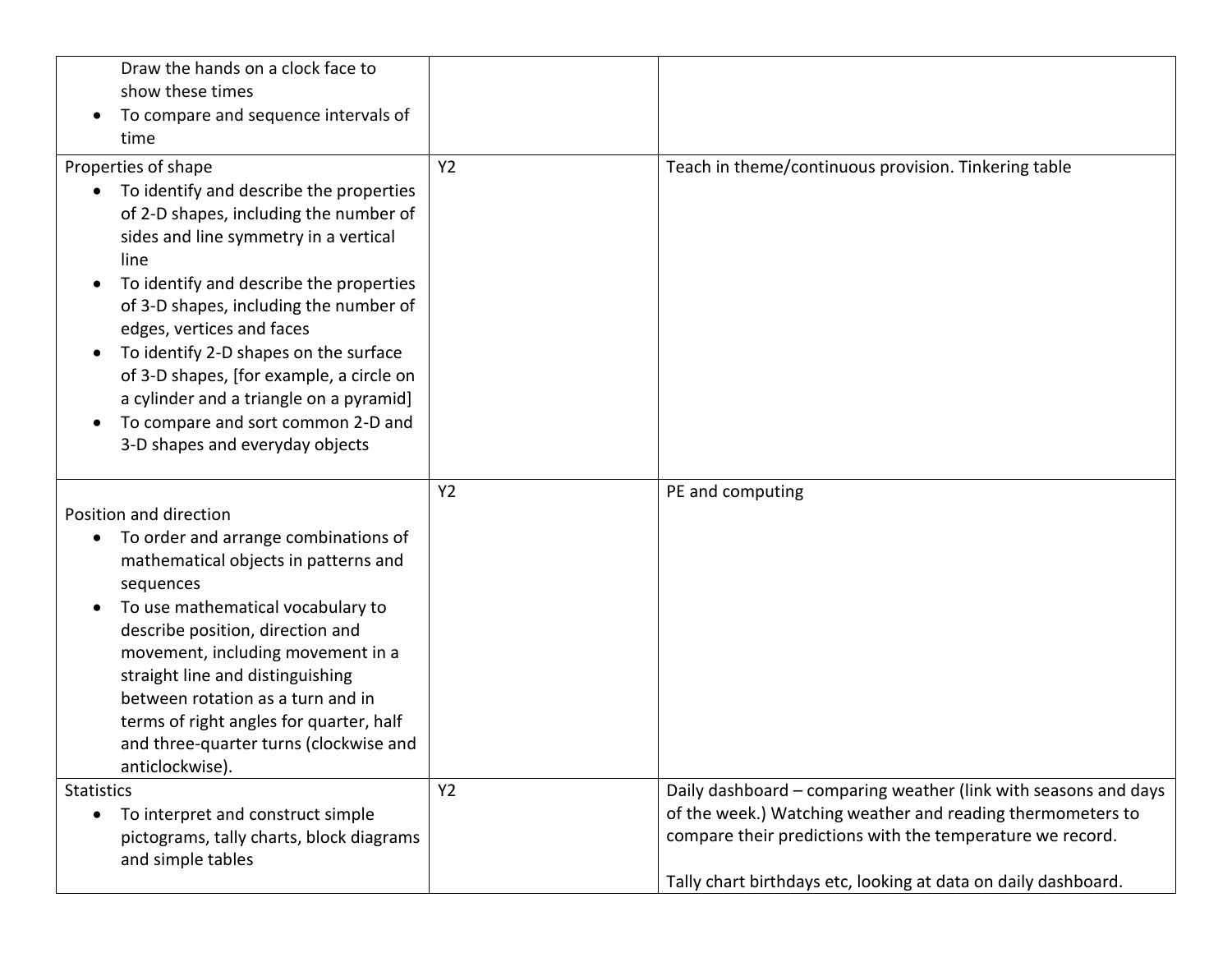| | | |
|---|---|---|
| Draw the hands on a clock face to show these times<br>• To compare and sequence intervals of time | | |
| Properties of shape<br>• To identify and describe the properties of 2-D shapes, including the number of sides and line symmetry in a vertical line<br>• To identify and describe the properties of 3-D shapes, including the number of edges, vertices and faces<br>• To identify 2-D shapes on the surface of 3-D shapes, [for example, a circle on a cylinder and a triangle on a pyramid]<br>• To compare and sort common 2-D and 3-D shapes and everyday objects | Y2 | Teach in theme/continuous provision. Tinkering table |
| Position and direction<br>• To order and arrange combinations of mathematical objects in patterns and sequences<br>• To use mathematical vocabulary to describe position, direction and movement, including movement in a straight line and distinguishing between rotation as a turn and in terms of right angles for quarter, half and three-quarter turns (clockwise and anticlockwise). | Y2 | PE and computing |
| Statistics<br>• To interpret and construct simple pictograms, tally charts, block diagrams and simple tables | Y2 | Daily dashboard – comparing weather (link with seasons and days of the week.) Watching weather and reading thermometers to compare their predictions with the temperature we record.<br><br>Tally chart birthdays etc, looking at data on daily dashboard. |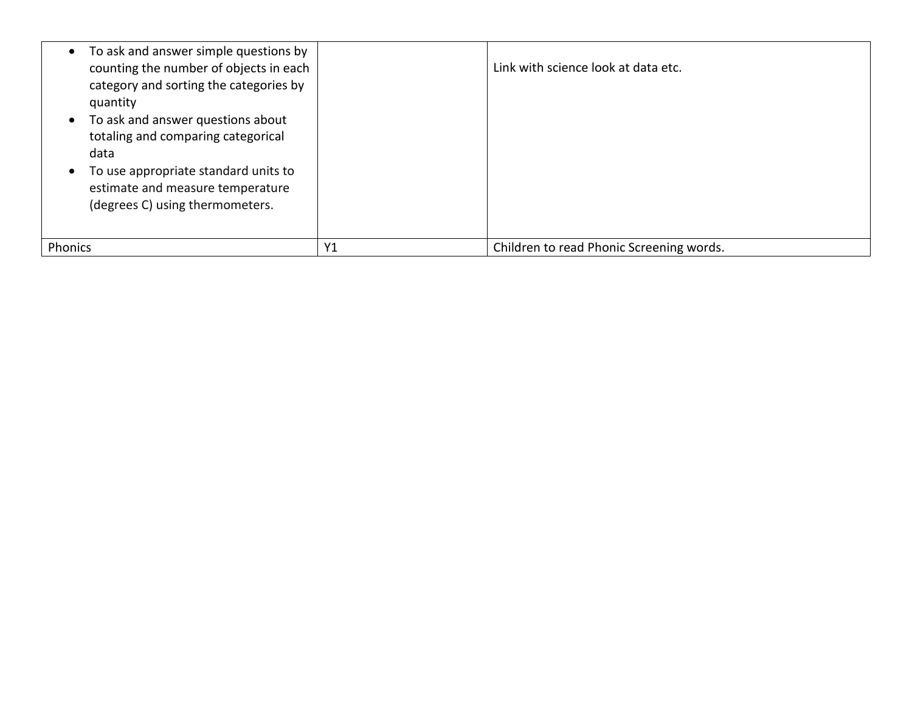| | | |
|---|---|---|
| • To ask and answer simple questions by counting the number of objects in each category and sorting the categories by quantity<br>• To ask and answer questions about totaling and comparing categorical data<br>• To use appropriate standard units to estimate and measure temperature (degrees C) using thermometers. | | Link with science look at data etc. |
| Phonics | Y1 | Children to read Phonic Screening words. |